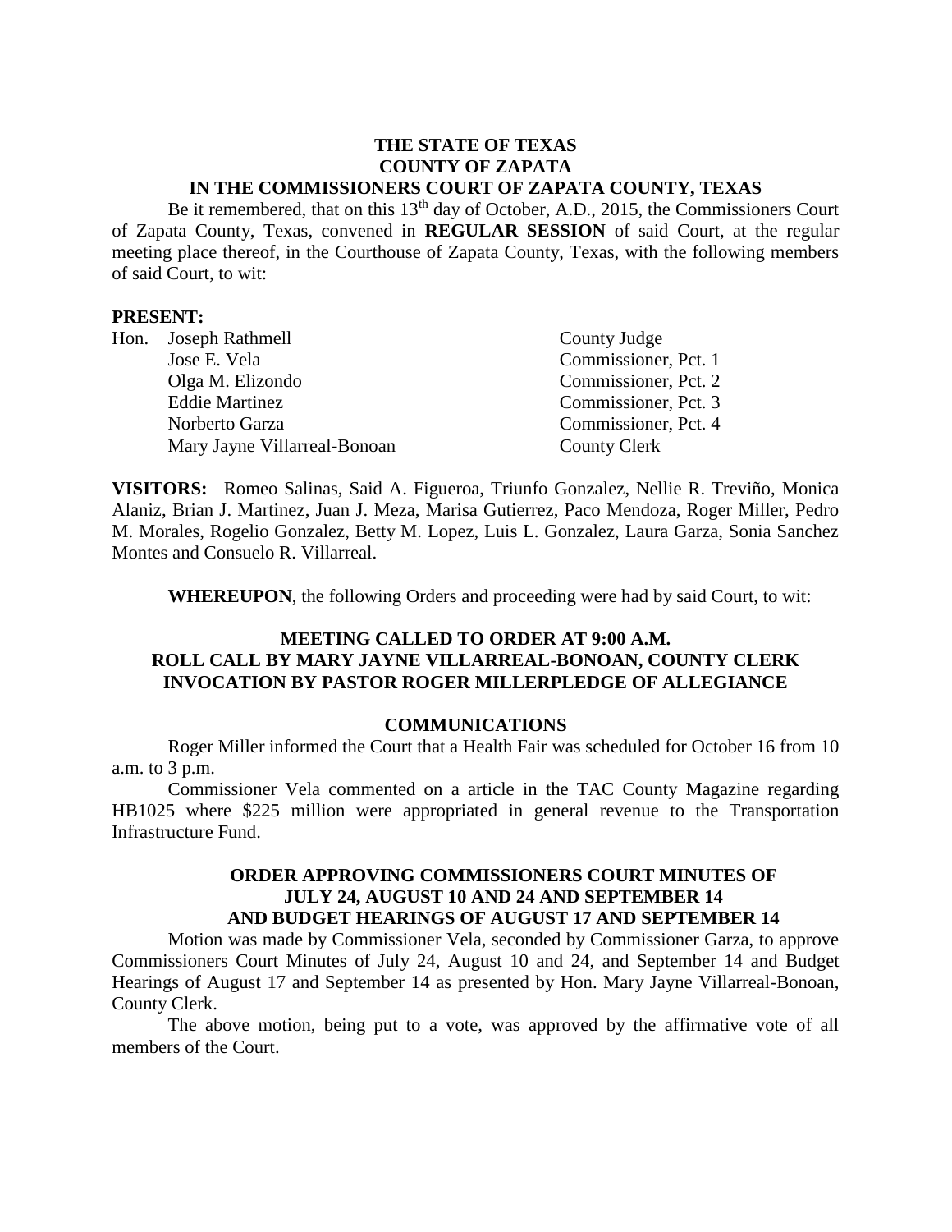**THE STATE OF TEXAS**
**COUNTY OF ZAPATA**
**IN THE COMMISSIONERS COURT OF ZAPATA COUNTY, TEXAS**

Be it remembered, that on this 13th day of October, A.D., 2015, the Commissioners Court of Zapata County, Texas, convened in **REGULAR SESSION** of said Court, at the regular meeting place thereof, in the Courthouse of Zapata County, Texas, with the following members of said Court, to wit:

**PRESENT:**

| | | |
|---|---|---|
| Hon. | Joseph Rathmell | County Judge |
| | Jose E. Vela | Commissioner, Pct. 1 |
| | Olga M. Elizondo | Commissioner, Pct. 2 |
| | Eddie Martinez | Commissioner, Pct. 3 |
| | Norberto Garza | Commissioner, Pct. 4 |
| | Mary Jayne Villarreal-Bonoan | County Clerk |

**VISITORS:** Romeo Salinas, Said A. Figueroa, Triunfo Gonzalez, Nellie R. Treviño, Monica Alaniz, Brian J. Martinez, Juan J. Meza, Marisa Gutierrez, Paco Mendoza, Roger Miller, Pedro M. Morales, Rogelio Gonzalez, Betty M. Lopez, Luis L. Gonzalez, Laura Garza, Sonia Sanchez Montes and Consuelo R. Villarreal.

**WHEREUPON**, the following Orders and proceeding were had by said Court, to wit:

**MEETING CALLED TO ORDER AT 9:00 A.M.**
**ROLL CALL BY MARY JAYNE VILLARREAL-BONOAN, COUNTY CLERK**
**INVOCATION BY PASTOR ROGER MILLERPLEDGE OF ALLEGIANCE**

**COMMUNICATIONS**

Roger Miller informed the Court that a Health Fair was scheduled for October 16 from 10 a.m. to 3 p.m.

Commissioner Vela commented on a article in the TAC County Magazine regarding HB1025 where $225 million were appropriated in general revenue to the Transportation Infrastructure Fund.

**ORDER APPROVING COMMISSIONERS COURT MINUTES OF JULY 24, AUGUST 10 AND 24 AND SEPTEMBER 14 AND BUDGET HEARINGS OF AUGUST 17 AND SEPTEMBER 14**

Motion was made by Commissioner Vela, seconded by Commissioner Garza, to approve Commissioners Court Minutes of July 24, August 10 and 24, and September 14 and Budget Hearings of August 17 and September 14 as presented by Hon. Mary Jayne Villarreal-Bonoan, County Clerk.

The above motion, being put to a vote, was approved by the affirmative vote of all members of the Court.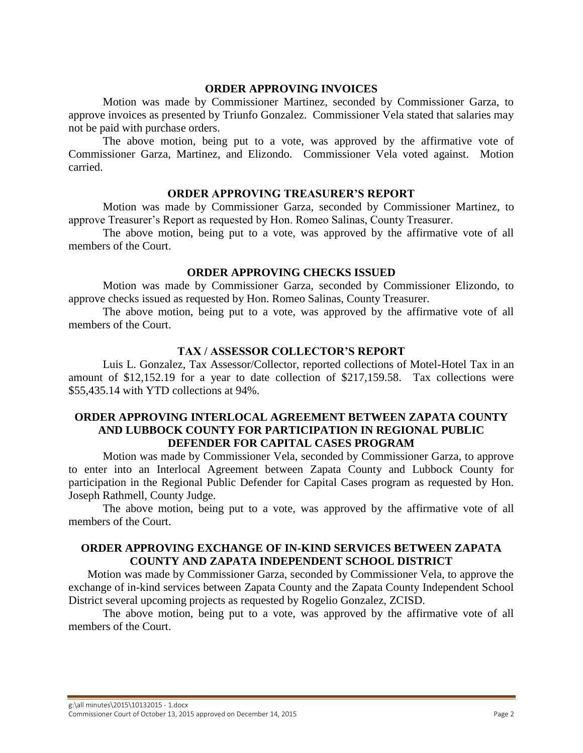## ORDER APPROVING INVOICES

Motion was made by Commissioner Martinez, seconded by Commissioner Garza, to approve invoices as presented by Triunfo Gonzalez. Commissioner Vela stated that salaries may not be paid with purchase orders.

The above motion, being put to a vote, was approved by the affirmative vote of Commissioner Garza, Martinez, and Elizondo. Commissioner Vela voted against. Motion carried.

## ORDER APPROVING TREASURER'S REPORT

Motion was made by Commissioner Garza, seconded by Commissioner Martinez, to approve Treasurer's Report as requested by Hon. Romeo Salinas, County Treasurer.

The above motion, being put to a vote, was approved by the affirmative vote of all members of the Court.

## ORDER APPROVING CHECKS ISSUED

Motion was made by Commissioner Garza, seconded by Commissioner Elizondo, to approve checks issued as requested by Hon. Romeo Salinas, County Treasurer.

The above motion, being put to a vote, was approved by the affirmative vote of all members of the Court.

## TAX / ASSESSOR COLLECTOR'S REPORT

Luis L. Gonzalez, Tax Assessor/Collector, reported collections of Motel-Hotel Tax in an amount of $12,152.19 for a year to date collection of $217,159.58. Tax collections were $55,435.14 with YTD collections at 94%.

## ORDER APPROVING INTERLOCAL AGREEMENT BETWEEN ZAPATA COUNTY AND LUBBOCK COUNTY FOR PARTICIPATION IN REGIONAL PUBLIC DEFENDER FOR CAPITAL CASES PROGRAM

Motion was made by Commissioner Vela, seconded by Commissioner Garza, to approve to enter into an Interlocal Agreement between Zapata County and Lubbock County for participation in the Regional Public Defender for Capital Cases program as requested by Hon. Joseph Rathmell, County Judge.

The above motion, being put to a vote, was approved by the affirmative vote of all members of the Court.

## ORDER APPROVING EXCHANGE OF IN-KIND SERVICES BETWEEN ZAPATA COUNTY AND ZAPATA INDEPENDENT SCHOOL DISTRICT

Motion was made by Commissioner Garza, seconded by Commissioner Vela, to approve the exchange of in-kind services between Zapata County and the Zapata County Independent School District several upcoming projects as requested by Rogelio Gonzalez, ZCISD.

The above motion, being put to a vote, was approved by the affirmative vote of all members of the Court.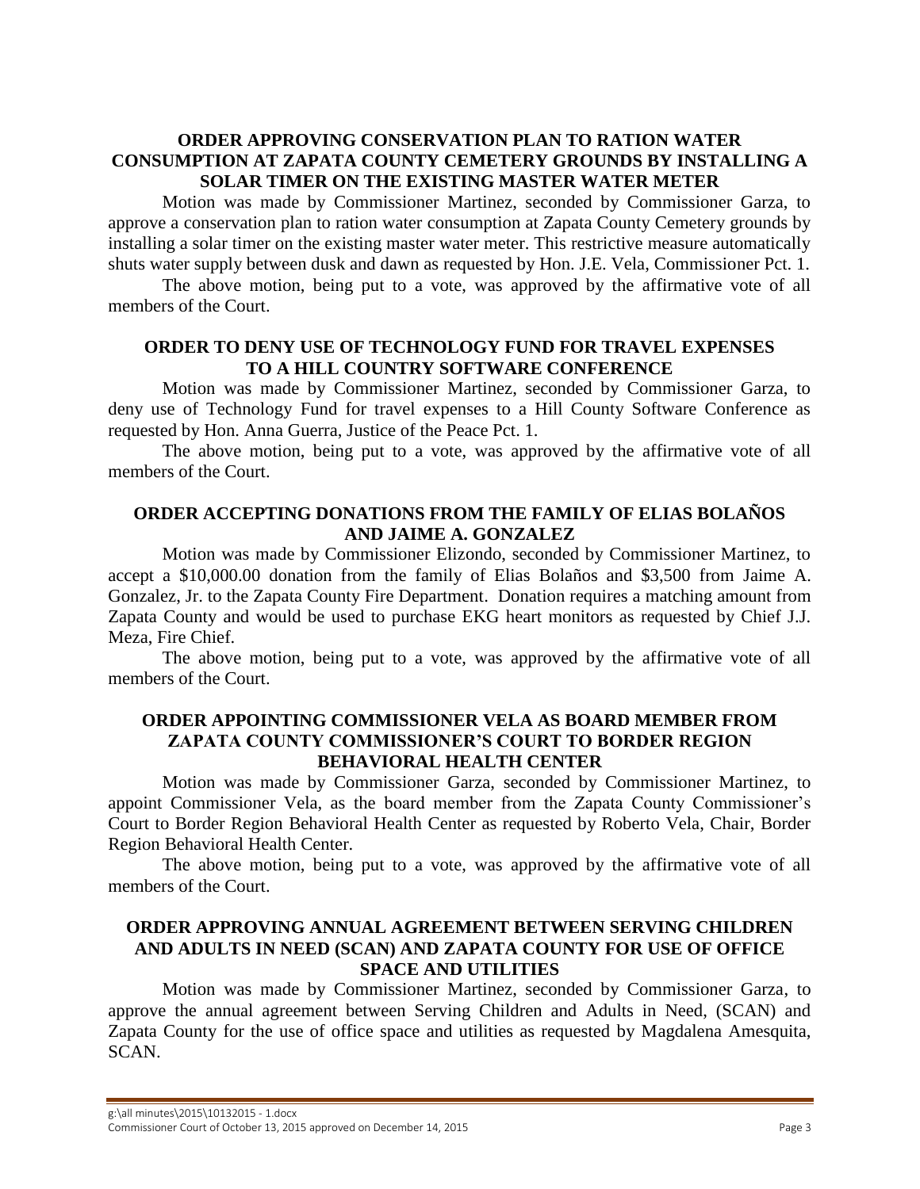## ORDER APPROVING CONSERVATION PLAN TO RATION WATER CONSUMPTION AT ZAPATA COUNTY CEMETERY GROUNDS BY INSTALLING A SOLAR TIMER ON THE EXISTING MASTER WATER METER

Motion was made by Commissioner Martinez, seconded by Commissioner Garza, to approve a conservation plan to ration water consumption at Zapata County Cemetery grounds by installing a solar timer on the existing master water meter. This restrictive measure automatically shuts water supply between dusk and dawn as requested by Hon. J.E. Vela, Commissioner Pct. 1.

The above motion, being put to a vote, was approved by the affirmative vote of all members of the Court.

## ORDER TO DENY USE OF TECHNOLOGY FUND FOR TRAVEL EXPENSES TO A HILL COUNTRY SOFTWARE CONFERENCE

Motion was made by Commissioner Martinez, seconded by Commissioner Garza, to deny use of Technology Fund for travel expenses to a Hill County Software Conference as requested by Hon. Anna Guerra, Justice of the Peace Pct. 1.

The above motion, being put to a vote, was approved by the affirmative vote of all members of the Court.

## ORDER ACCEPTING DONATIONS FROM THE FAMILY OF ELIAS BOLAÑOS AND JAIME A. GONZALEZ

Motion was made by Commissioner Elizondo, seconded by Commissioner Martinez, to accept a $10,000.00 donation from the family of Elias Bolaños and $3,500 from Jaime A. Gonzalez, Jr. to the Zapata County Fire Department. Donation requires a matching amount from Zapata County and would be used to purchase EKG heart monitors as requested by Chief J.J. Meza, Fire Chief.

The above motion, being put to a vote, was approved by the affirmative vote of all members of the Court.

## ORDER APPOINTING COMMISSIONER VELA AS BOARD MEMBER FROM ZAPATA COUNTY COMMISSIONER'S COURT TO BORDER REGION BEHAVIORAL HEALTH CENTER

Motion was made by Commissioner Garza, seconded by Commissioner Martinez, to appoint Commissioner Vela, as the board member from the Zapata County Commissioner's Court to Border Region Behavioral Health Center as requested by Roberto Vela, Chair, Border Region Behavioral Health Center.

The above motion, being put to a vote, was approved by the affirmative vote of all members of the Court.

## ORDER APPROVING ANNUAL AGREEMENT BETWEEN SERVING CHILDREN AND ADULTS IN NEED (SCAN) AND ZAPATA COUNTY FOR USE OF OFFICE SPACE AND UTILITIES

Motion was made by Commissioner Martinez, seconded by Commissioner Garza, to approve the annual agreement between Serving Children and Adults in Need, (SCAN) and Zapata County for the use of office space and utilities as requested by Magdalena Amesquita, SCAN.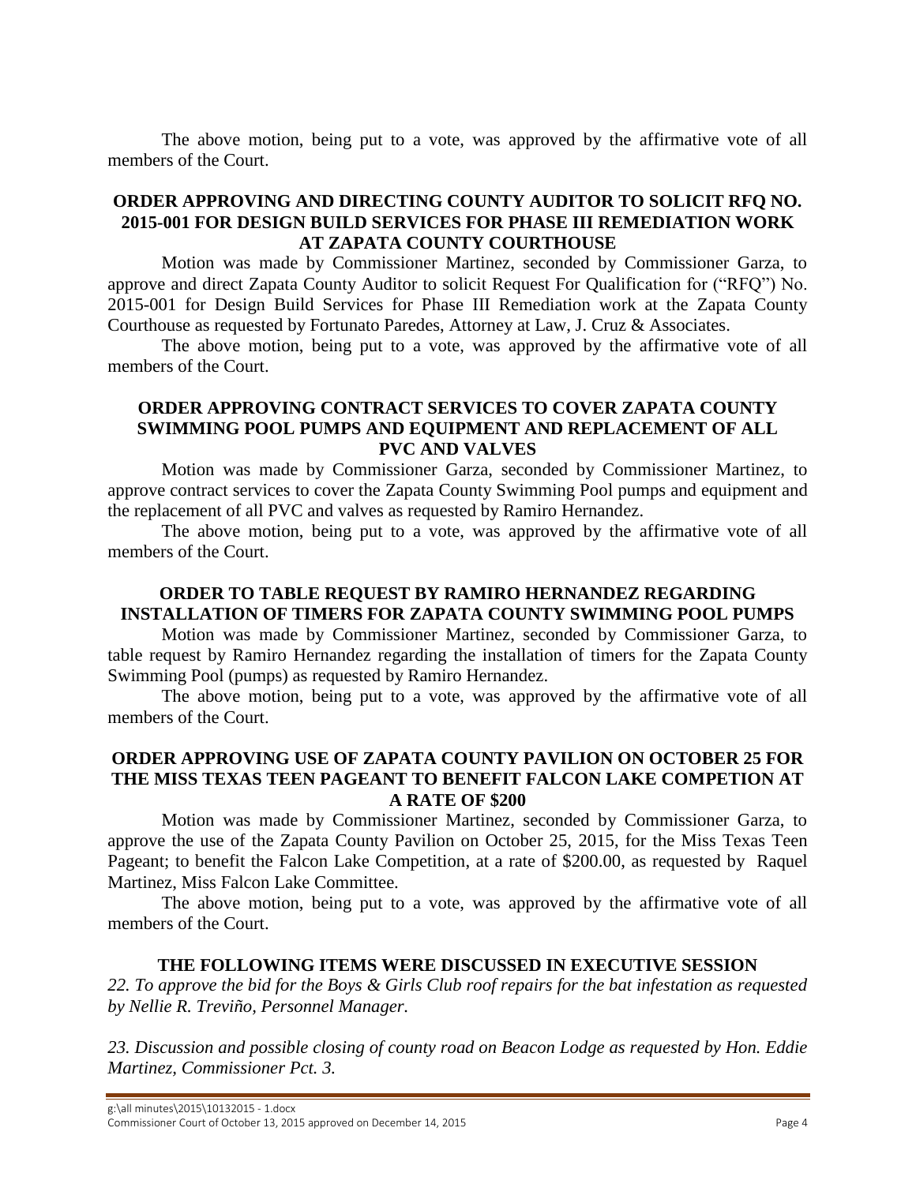The above motion, being put to a vote, was approved by the affirmative vote of all members of the Court.

**ORDER APPROVING AND DIRECTING COUNTY AUDITOR TO SOLICIT RFQ NO. 2015-001 FOR DESIGN BUILD SERVICES FOR PHASE III REMEDIATION WORK AT ZAPATA COUNTY COURTHOUSE**

Motion was made by Commissioner Martinez, seconded by Commissioner Garza, to approve and direct Zapata County Auditor to solicit Request For Qualification for ("RFQ") No. 2015-001 for Design Build Services for Phase III Remediation work at the Zapata County Courthouse as requested by Fortunato Paredes, Attorney at Law, J. Cruz & Associates.

The above motion, being put to a vote, was approved by the affirmative vote of all members of the Court.

**ORDER APPROVING CONTRACT SERVICES TO COVER ZAPATA COUNTY SWIMMING POOL PUMPS AND EQUIPMENT AND REPLACEMENT OF ALL PVC AND VALVES**

Motion was made by Commissioner Garza, seconded by Commissioner Martinez, to approve contract services to cover the Zapata County Swimming Pool pumps and equipment and the replacement of all PVC and valves as requested by Ramiro Hernandez.

The above motion, being put to a vote, was approved by the affirmative vote of all members of the Court.

**ORDER TO TABLE REQUEST BY RAMIRO HERNANDEZ REGARDING INSTALLATION OF TIMERS FOR ZAPATA COUNTY SWIMMING POOL PUMPS**

Motion was made by Commissioner Martinez, seconded by Commissioner Garza, to table request by Ramiro Hernandez regarding the installation of timers for the Zapata County Swimming Pool (pumps) as requested by Ramiro Hernandez.

The above motion, being put to a vote, was approved by the affirmative vote of all members of the Court.

**ORDER APPROVING USE OF ZAPATA COUNTY PAVILION ON OCTOBER 25 FOR THE MISS TEXAS TEEN PAGEANT TO BENEFIT FALCON LAKE COMPETION AT A RATE OF $200**

Motion was made by Commissioner Martinez, seconded by Commissioner Garza, to approve the use of the Zapata County Pavilion on October 25, 2015, for the Miss Texas Teen Pageant; to benefit the Falcon Lake Competition, at a rate of $200.00, as requested by Raquel Martinez, Miss Falcon Lake Committee.

The above motion, being put to a vote, was approved by the affirmative vote of all members of the Court.

**THE FOLLOWING ITEMS WERE DISCUSSED IN EXECUTIVE SESSION**

*22. To approve the bid for the Boys & Girls Club roof repairs for the bat infestation as requested by Nellie R. Treviño, Personnel Manager.*

*23. Discussion and possible closing of county road on Beacon Lodge as requested by Hon. Eddie Martinez, Commissioner Pct. 3.*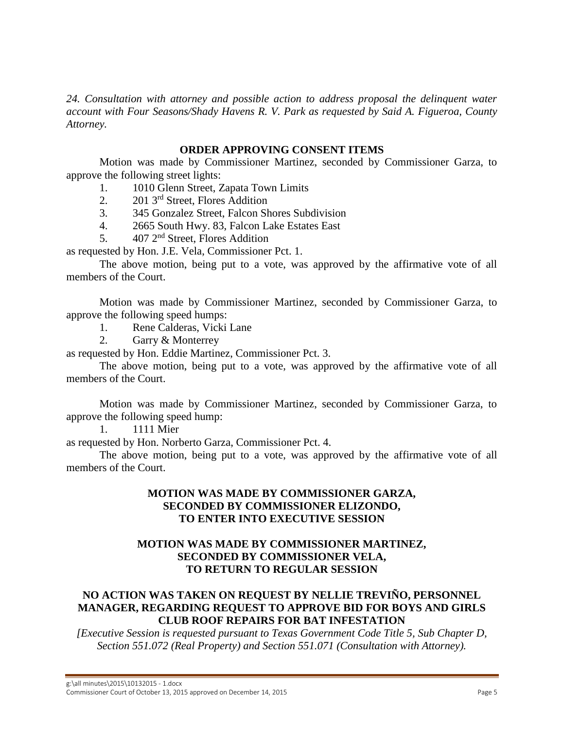*24. Consultation with attorney and possible action to address proposal the delinquent water account with Four Seasons/Shady Havens R. V. Park as requested by Said A. Figueroa, County Attorney.*

**ORDER APPROVING CONSENT ITEMS**

Motion was made by Commissioner Martinez, seconded by Commissioner Garza, to approve the following street lights:

1. 1010 Glenn Street, Zapata Town Limits
2. 201 3rd Street, Flores Addition
3. 345 Gonzalez Street, Falcon Shores Subdivision
4. 2665 South Hwy. 83, Falcon Lake Estates East
5. 407 2nd Street, Flores Addition

as requested by Hon. J.E. Vela, Commissioner Pct. 1.

The above motion, being put to a vote, was approved by the affirmative vote of all members of the Court.

Motion was made by Commissioner Martinez, seconded by Commissioner Garza, to approve the following speed humps:

1. Rene Calderas, Vicki Lane
2. Garry & Monterrey

as requested by Hon. Eddie Martinez, Commissioner Pct. 3.

The above motion, being put to a vote, was approved by the affirmative vote of all members of the Court.

Motion was made by Commissioner Martinez, seconded by Commissioner Garza, to approve the following speed hump:

1. 1111 Mier

as requested by Hon. Norberto Garza, Commissioner Pct. 4.

The above motion, being put to a vote, was approved by the affirmative vote of all members of the Court.

**MOTION WAS MADE BY COMMISSIONER GARZA, SECONDED BY COMMISSIONER ELIZONDO, TO ENTER INTO EXECUTIVE SESSION**

**MOTION WAS MADE BY COMMISSIONER MARTINEZ, SECONDED BY COMMISSIONER VELA, TO RETURN TO REGULAR SESSION**

**NO ACTION WAS TAKEN ON REQUEST BY NELLIE TREVIÑO, PERSONNEL MANAGER, REGARDING REQUEST TO APPROVE BID FOR BOYS AND GIRLS CLUB ROOF REPAIRS FOR BAT INFESTATION**

*[Executive Session is requested pursuant to Texas Government Code Title 5, Sub Chapter D, Section 551.072 (Real Property) and Section 551.071 (Consultation with Attorney).*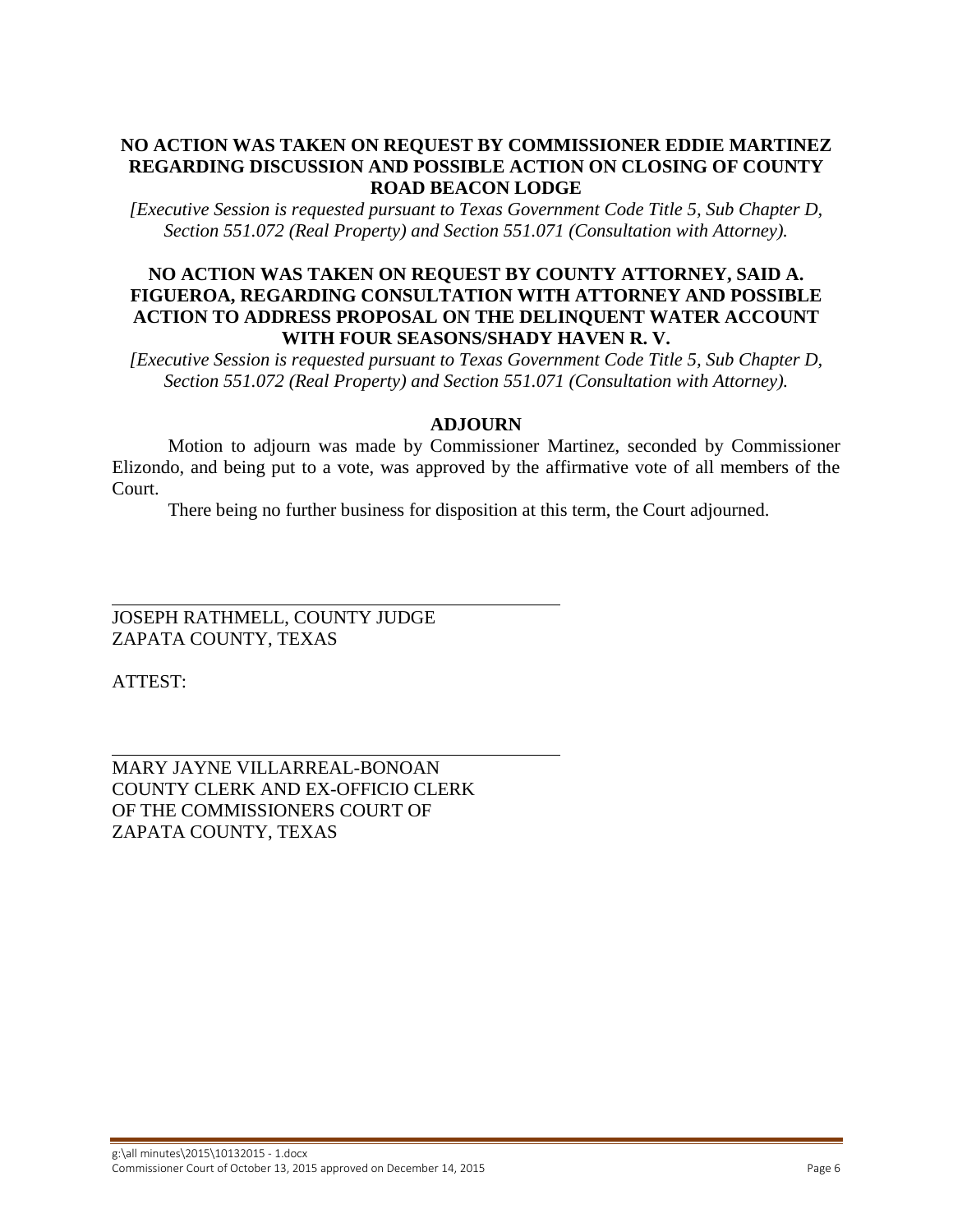**NO ACTION WAS TAKEN ON REQUEST BY COMMISSIONER EDDIE MARTINEZ REGARDING DISCUSSION AND POSSIBLE ACTION ON CLOSING OF COUNTY ROAD BEACON LODGE**

*[Executive Session is requested pursuant to Texas Government Code Title 5, Sub Chapter D, Section 551.072 (Real Property) and Section 551.071 (Consultation with Attorney).*

**NO ACTION WAS TAKEN ON REQUEST BY COUNTY ATTORNEY, SAID A. FIGUEROA, REGARDING CONSULTATION WITH ATTORNEY AND POSSIBLE ACTION TO ADDRESS PROPOSAL ON THE DELINQUENT WATER ACCOUNT WITH FOUR SEASONS/SHADY HAVEN R. V.**

*[Executive Session is requested pursuant to Texas Government Code Title 5, Sub Chapter D, Section 551.072 (Real Property) and Section 551.071 (Consultation with Attorney).*

**ADJOURN**

Motion to adjourn was made by Commissioner Martinez, seconded by Commissioner Elizondo, and being put to a vote, was approved by the affirmative vote of all members of the Court.

There being no further business for disposition at this term, the Court adjourned.

\_\_\_\_\_\_\_\_\_\_\_\_\_\_\_\_\_\_\_\_\_\_\_\_\_\_\_\_\_\_\_\_\_\_\_\_\_\_\_\_\_\_

JOSEPH RATHMELL, COUNTY JUDGE
ZAPATA COUNTY, TEXAS

ATTEST:

\_\_\_\_\_\_\_\_\_\_\_\_\_\_\_\_\_\_\_\_\_\_\_\_\_\_\_\_\_\_\_\_\_\_\_\_\_\_\_\_\_\_

MARY JAYNE VILLARREAL-BONOAN
COUNTY CLERK AND EX-OFFICIO CLERK
OF THE COMMISSIONERS COURT OF
ZAPATA COUNTY, TEXAS